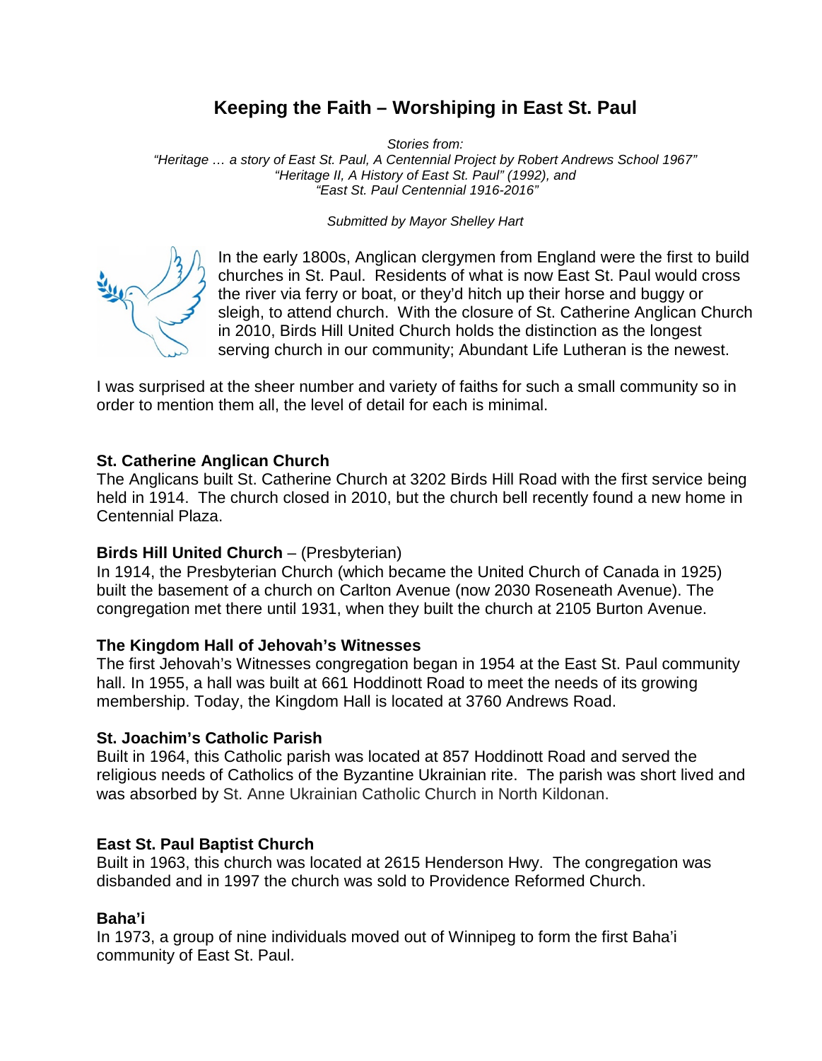# Keeping the Faith – Worshiping in East St. Paul

*Stories from:*
*"Heritage … a story of East St. Paul, A Centennial Project by Robert Andrews School 1967"*
*"Heritage II, A History of East St. Paul" (1992), and*
*"East St. Paul Centennial 1916-2016"*

*Submitted by Mayor Shelley Hart*

In the early 1800s, Anglican clergymen from England were the first to build churches in St. Paul. Residents of what is now East St. Paul would cross the river via ferry or boat, or they'd hitch up their horse and buggy or sleigh, to attend church. With the closure of St. Catherine Anglican Church in 2010, Birds Hill United Church holds the distinction as the longest serving church in our community; Abundant Life Lutheran is the newest.

I was surprised at the sheer number and variety of faiths for such a small community so in order to mention them all, the level of detail for each is minimal.

**St. Catherine Anglican Church**
The Anglicans built St. Catherine Church at 3202 Birds Hill Road with the first service being held in 1914. The church closed in 2010, but the church bell recently found a new home in Centennial Plaza.

**Birds Hill United Church** – (Presbyterian)
In 1914, the Presbyterian Church (which became the United Church of Canada in 1925) built the basement of a church on Carlton Avenue (now 2030 Roseneath Avenue). The congregation met there until 1931, when they built the church at 2105 Burton Avenue.

**The Kingdom Hall of Jehovah's Witnesses**
The first Jehovah's Witnesses congregation began in 1954 at the East St. Paul community hall. In 1955, a hall was built at 661 Hoddinott Road to meet the needs of its growing membership. Today, the Kingdom Hall is located at 3760 Andrews Road.

**St. Joachim's Catholic Parish**
Built in 1964, this Catholic parish was located at 857 Hoddinott Road and served the religious needs of Catholics of the Byzantine Ukrainian rite. The parish was short lived and was absorbed by St. Anne Ukrainian Catholic Church in North Kildonan.

**East St. Paul Baptist Church**
Built in 1963, this church was located at 2615 Henderson Hwy. The congregation was disbanded and in 1997 the church was sold to Providence Reformed Church.

**Baha'i**
In 1973, a group of nine individuals moved out of Winnipeg to form the first Baha'i community of East St. Paul.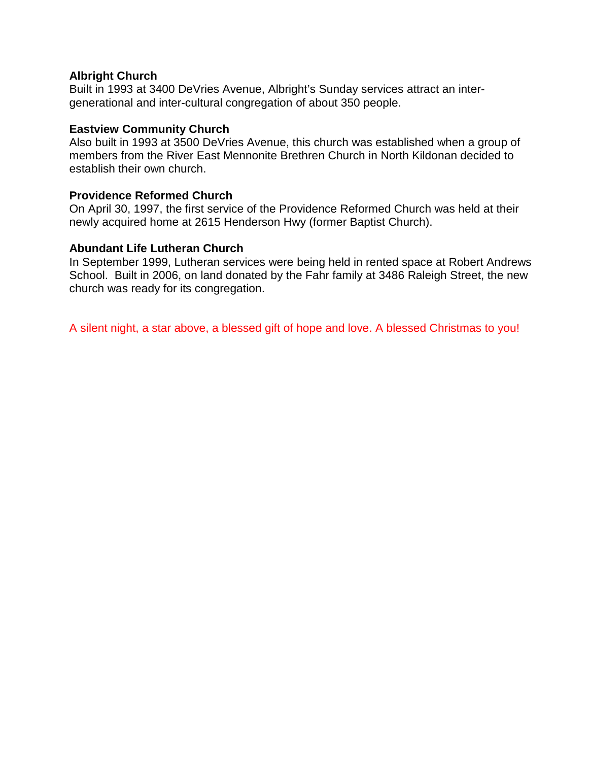**Albright Church**
Built in 1993 at 3400 DeVries Avenue, Albright's Sunday services attract an inter-generational and inter-cultural congregation of about 350 people.

**Eastview Community Church**
Also built in 1993 at 3500 DeVries Avenue, this church was established when a group of members from the River East Mennonite Brethren Church in North Kildonan decided to establish their own church.

**Providence Reformed Church**
On April 30, 1997, the first service of the Providence Reformed Church was held at their newly acquired home at 2615 Henderson Hwy (former Baptist Church).

**Abundant Life Lutheran Church**
In September 1999, Lutheran services were being held in rented space at Robert Andrews School. Built in 2006, on land donated by the Fahr family at 3486 Raleigh Street, the new church was ready for its congregation.

A silent night, a star above, a blessed gift of hope and love. A blessed Christmas to you!